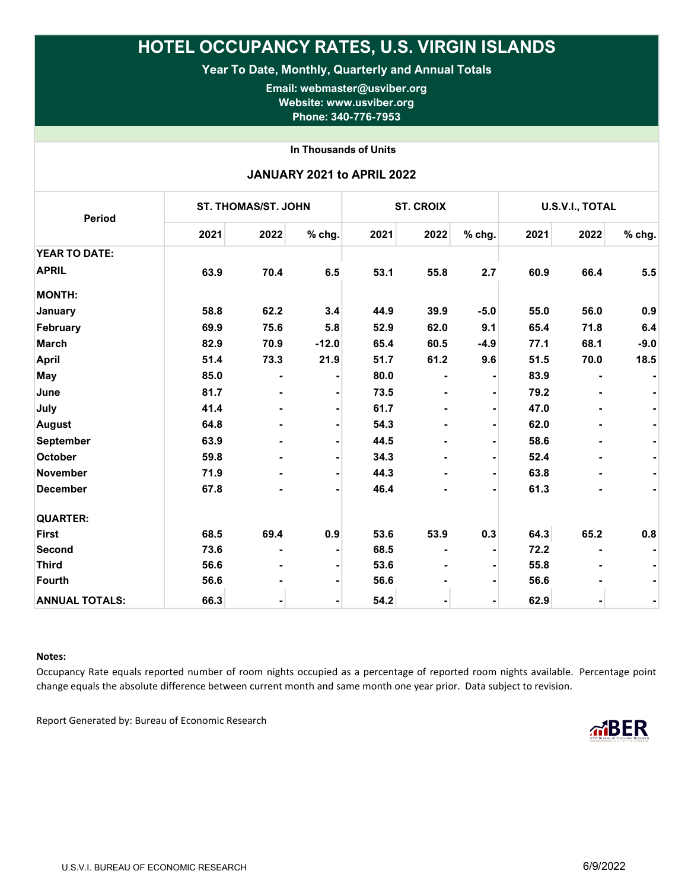# HOTEL OCCUPANCY RATES, U.S. VIRGIN ISLANDS

**Year To Date, Monthly, Quarterly and Annual Totals**

**Email: webmaster@usviber.org**
**Website: www.usviber.org**
**Phone: 340-776-7953**

**In Thousands of Units**

**JANUARY 2021 to APRIL 2022**

| Period | ST. THOMAS/ST. JOHN | | | ST. CROIX | | | U.S.V.I., TOTAL | | |
|---|---|---|---|---|---|---|---|---|---|
| | 2021 | 2022 | % chg. | 2021 | 2022 | % chg. | 2021 | 2022 | % chg. |
| **YEAR TO DATE:** | | | | | | | | | |
| **APRIL** | 63.9 | 70.4 | 6.5 | 53.1 | 55.8 | 2.7 | 60.9 | 66.4 | 5.5 |
| **MONTH:** | | | | | | | | | |
| **January** | 58.8 | 62.2 | 3.4 | 44.9 | 39.9 | -5.0 | 55.0 | 56.0 | 0.9 |
| **February** | 69.9 | 75.6 | 5.8 | 52.9 | 62.0 | 9.1 | 65.4 | 71.8 | 6.4 |
| **March** | 82.9 | 70.9 | -12.0 | 65.4 | 60.5 | -4.9 | 77.1 | 68.1 | -9.0 |
| **April** | 51.4 | 73.3 | 21.9 | 51.7 | 61.2 | 9.6 | 51.5 | 70.0 | 18.5 |
| **May** | 85.0 | - | - | 80.0 | - | - | 83.9 | - | - |
| **June** | 81.7 | - | - | 73.5 | - | - | 79.2 | - | - |
| **July** | 41.4 | - | - | 61.7 | - | - | 47.0 | - | - |
| **August** | 64.8 | - | - | 54.3 | - | - | 62.0 | - | - |
| **September** | 63.9 | - | - | 44.5 | - | - | 58.6 | - | - |
| **October** | 59.8 | - | - | 34.3 | - | - | 52.4 | - | - |
| **November** | 71.9 | - | - | 44.3 | - | - | 63.8 | - | - |
| **December** | 67.8 | - | - | 46.4 | - | - | 61.3 | - | - |
| **QUARTER:** | | | | | | | | | |
| **First** | 68.5 | 69.4 | 0.9 | 53.6 | 53.9 | 0.3 | 64.3 | 65.2 | 0.8 |
| **Second** | 73.6 | - | - | 68.5 | - | - | 72.2 | - | - |
| **Third** | 56.6 | - | - | 53.6 | - | - | 55.8 | - | - |
| **Fourth** | 56.6 | - | - | 56.6 | - | - | 56.6 | - | - |
| **ANNUAL TOTALS:** | 66.3 | - | - | 54.2 | - | - | 62.9 | - | - |

**Notes:**

Occupancy Rate equals reported number of room nights occupied as a percentage of reported room nights available. Percentage point change equals the absolute difference between current month and same month one year prior. Data subject to revision.

Report Generated by: Bureau of Economic Research

U.S.V.I. BUREAU OF ECONOMIC RESEARCH 6/9/2022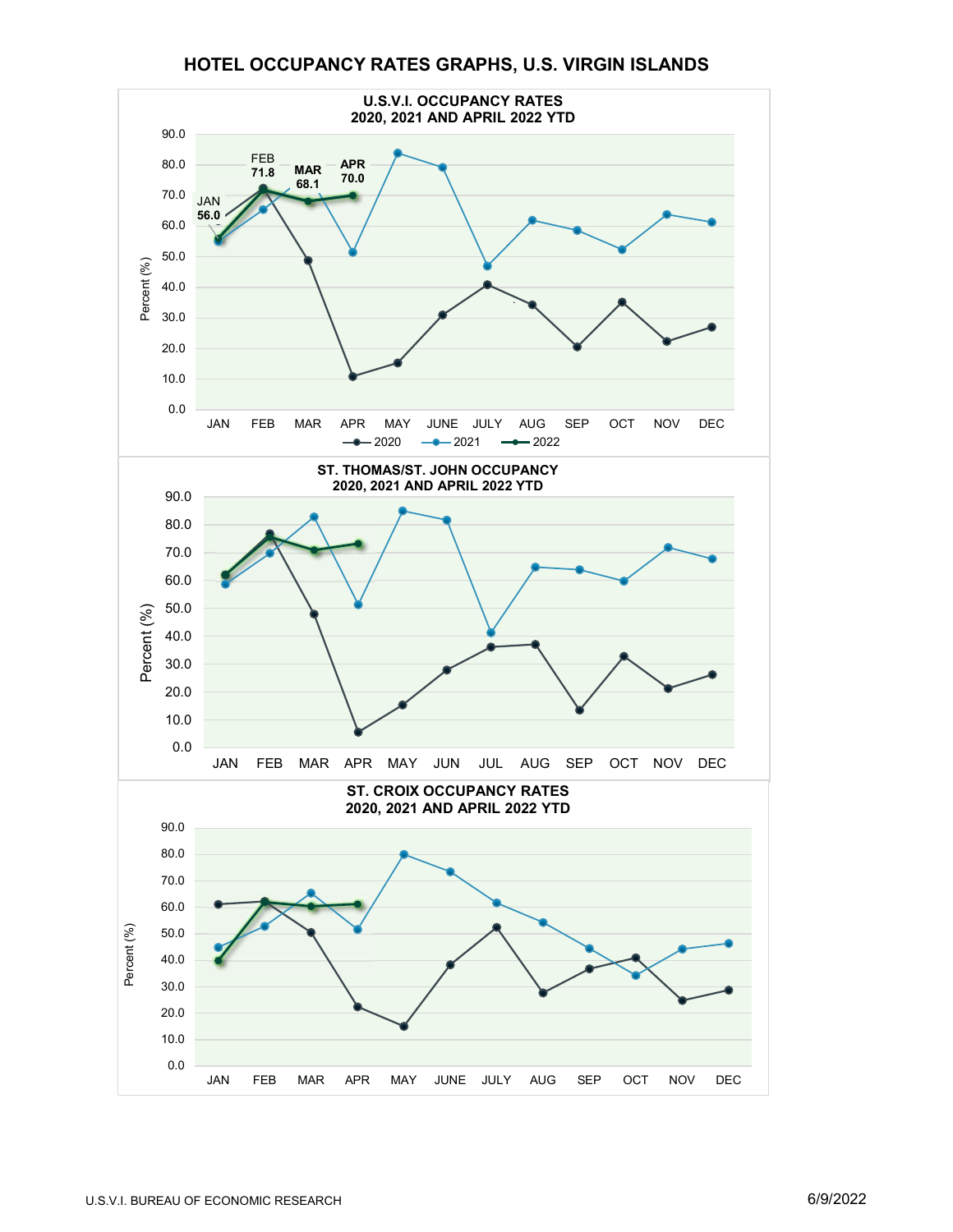# HOTEL OCCUPANCY RATES GRAPHS, U.S. VIRGIN ISLANDS

**U.S.V.I. OCCUPANCY RATES**
**2020, 2021 AND APRIL 2022 YTD**

Percent (%)

90.0
80.0
70.0
60.0
50.0
40.0
30.0
20.0
10.0
0.0

JAN 56.0
FEB 71.8
MAR 68.1
APR 70.0

JAN FEB MAR APR MAY JUNE JULY AUG SEP OCT NOV DEC

2020 2021 2022

**ST. THOMAS/ST. JOHN OCCUPANCY**
**2020, 2021 AND APRIL 2022 YTD**

Percent (%)

90.0
80.0
70.0
60.0
50.0
40.0
30.0
20.0
10.0
0.0

JAN FEB MAR APR MAY JUN JUL AUG SEP OCT NOV DEC

**ST. CROIX OCCUPANCY RATES**
**2020, 2021 AND APRIL 2022 YTD**

Percent (%)

90.0
80.0
70.0
60.0
50.0
40.0
30.0
20.0
10.0
0.0

JAN FEB MAR APR MAY JUNE JULY AUG SEP OCT NOV DEC

U.S.V.I. BUREAU OF ECONOMIC RESEARCH 6/9/2022